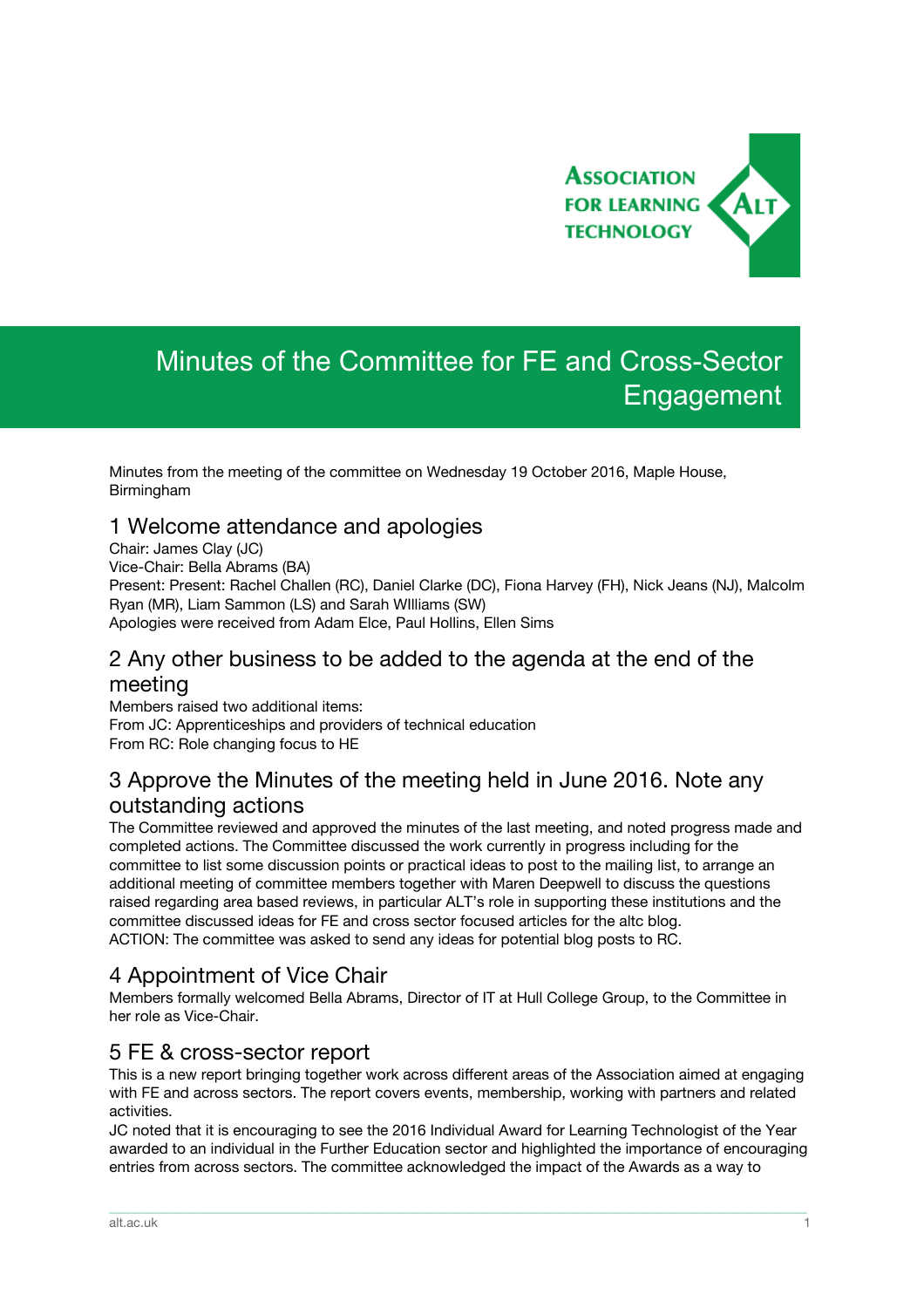# Minutes of the Committee for FE and Cross-Sector Engagement

Minutes from the meeting of the committee on Wednesday 19 October 2016, Maple House, Birmingham

## 1 Welcome attendance and apologies

Chair: James Clay (JC)
Vice-Chair: Bella Abrams (BA)
Present: Present: Rachel Challen (RC), Daniel Clarke (DC), Fiona Harvey (FH), Nick Jeans (NJ), Malcolm Ryan (MR), Liam Sammon (LS) and Sarah WIlliams (SW)
Apologies were received from Adam Elce, Paul Hollins, Ellen Sims

## 2 Any other business to be added to the agenda at the end of the meeting

Members raised two additional items:
From JC: Apprenticeships and providers of technical education
From RC: Role changing focus to HE

## 3 Approve the Minutes of the meeting held in June 2016. Note any outstanding actions

The Committee reviewed and approved the minutes of the last meeting, and noted progress made and completed actions. The Committee discussed the work currently in progress including for the committee to list some discussion points or practical ideas to post to the mailing list, to arrange an additional meeting of committee members together with Maren Deepwell to discuss the questions raised regarding area based reviews, in particular ALT's role in supporting these institutions and the committee discussed ideas for FE and cross sector focused articles for the altc blog.
ACTION: The committee was asked to send any ideas for potential blog posts to RC.

## 4 Appointment of Vice Chair

Members formally welcomed Bella Abrams, Director of IT at Hull College Group, to the Committee in her role as Vice-Chair.

## 5 FE & cross-sector report

This is a new report bringing together work across different areas of the Association aimed at engaging with FE and across sectors. The report covers events, membership, working with partners and related activities.
JC noted that it is encouraging to see the 2016 Individual Award for Learning Technologist of the Year awarded to an individual in the Further Education sector and highlighted the importance of encouraging entries from across sectors. The committee acknowledged the impact of the Awards as a way to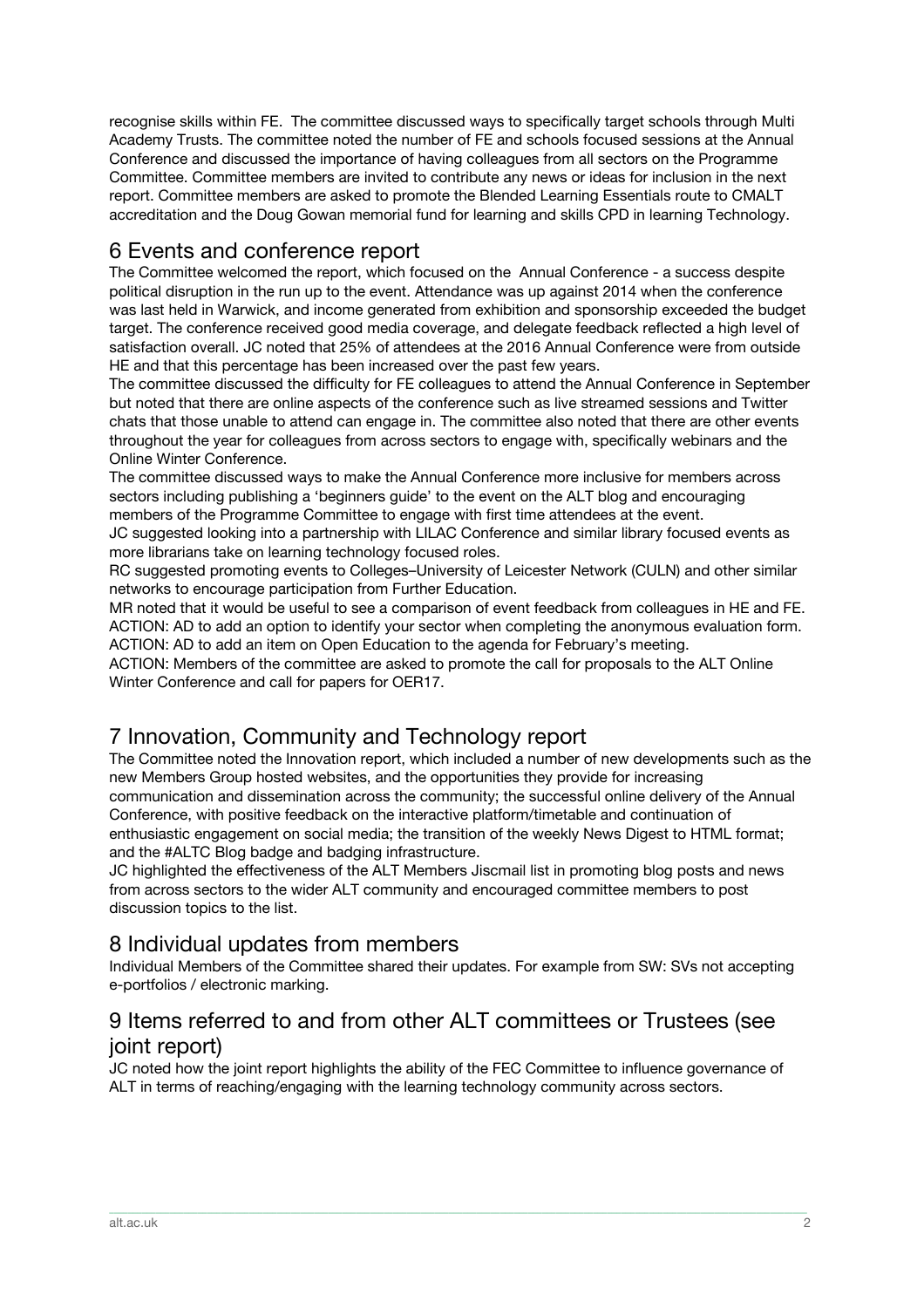recognise skills within FE. The committee discussed ways to specifically target schools through Multi Academy Trusts. The committee noted the number of FE and schools focused sessions at the Annual Conference and discussed the importance of having colleagues from all sectors on the Programme Committee. Committee members are invited to contribute any news or ideas for inclusion in the next report. Committee members are asked to promote the Blended Learning Essentials route to CMALT accreditation and the Doug Gowan memorial fund for learning and skills CPD in learning Technology.

## 6 Events and conference report

The Committee welcomed the report, which focused on the Annual Conference - a success despite political disruption in the run up to the event. Attendance was up against 2014 when the conference was last held in Warwick, and income generated from exhibition and sponsorship exceeded the budget target. The conference received good media coverage, and delegate feedback reflected a high level of satisfaction overall. JC noted that 25% of attendees at the 2016 Annual Conference were from outside HE and that this percentage has been increased over the past few years.

The committee discussed the difficulty for FE colleagues to attend the Annual Conference in September but noted that there are online aspects of the conference such as live streamed sessions and Twitter chats that those unable to attend can engage in. The committee also noted that there are other events throughout the year for colleagues from across sectors to engage with, specifically webinars and the Online Winter Conference.

The committee discussed ways to make the Annual Conference more inclusive for members across sectors including publishing a 'beginners guide' to the event on the ALT blog and encouraging members of the Programme Committee to engage with first time attendees at the event.

JC suggested looking into a partnership with LILAC Conference and similar library focused events as more librarians take on learning technology focused roles.

RC suggested promoting events to Colleges–University of Leicester Network (CULN) and other similar networks to encourage participation from Further Education.

MR noted that it would be useful to see a comparison of event feedback from colleagues in HE and FE.

ACTION: AD to add an option to identify your sector when completing the anonymous evaluation form.

ACTION: AD to add an item on Open Education to the agenda for February's meeting.

ACTION: Members of the committee are asked to promote the call for proposals to the ALT Online Winter Conference and call for papers for OER17.

## 7 Innovation, Community and Technology report

The Committee noted the Innovation report, which included a number of new developments such as the new Members Group hosted websites, and the opportunities they provide for increasing communication and dissemination across the community; the successful online delivery of the Annual Conference, with positive feedback on the interactive platform/timetable and continuation of enthusiastic engagement on social media; the transition of the weekly News Digest to HTML format; and the #ALTC Blog badge and badging infrastructure.

JC highlighted the effectiveness of the ALT Members Jiscmail list in promoting blog posts and news from across sectors to the wider ALT community and encouraged committee members to post discussion topics to the list.

## 8 Individual updates from members

Individual Members of the Committee shared their updates. For example from SW: SVs not accepting e-portfolios / electronic marking.

## 9 Items referred to and from other ALT committees or Trustees (see joint report)

JC noted how the joint report highlights the ability of the FEC Committee to influence governance of ALT in terms of reaching/engaging with the learning technology community across sectors.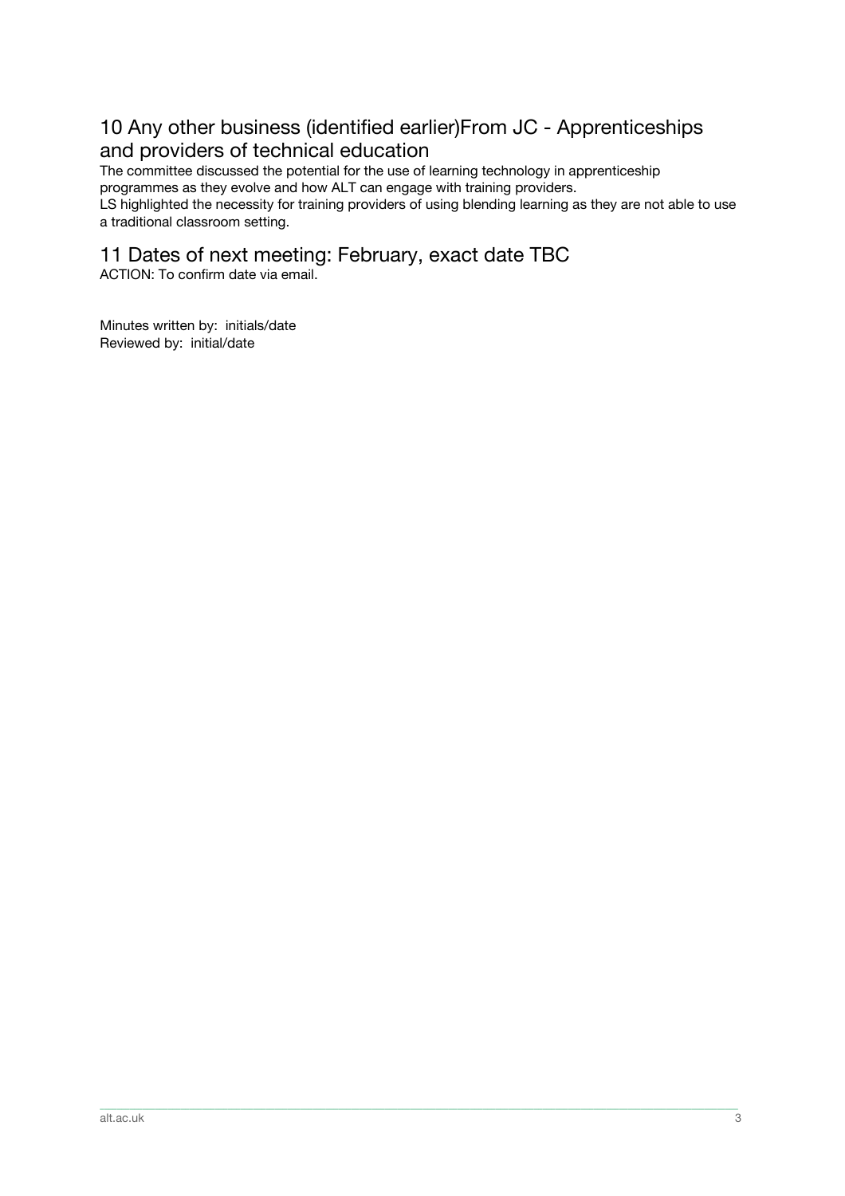## 10 Any other business (identified earlier)From JC - Apprenticeships and providers of technical education

The committee discussed the potential for the use of learning technology in apprenticeship programmes as they evolve and how ALT can engage with training providers.
LS highlighted the necessity for training providers of using blending learning as they are not able to use a traditional classroom setting.

## 11 Dates of next meeting: February, exact date TBC

ACTION: To confirm date via email.

Minutes written by: initials/date
Reviewed by: initial/date